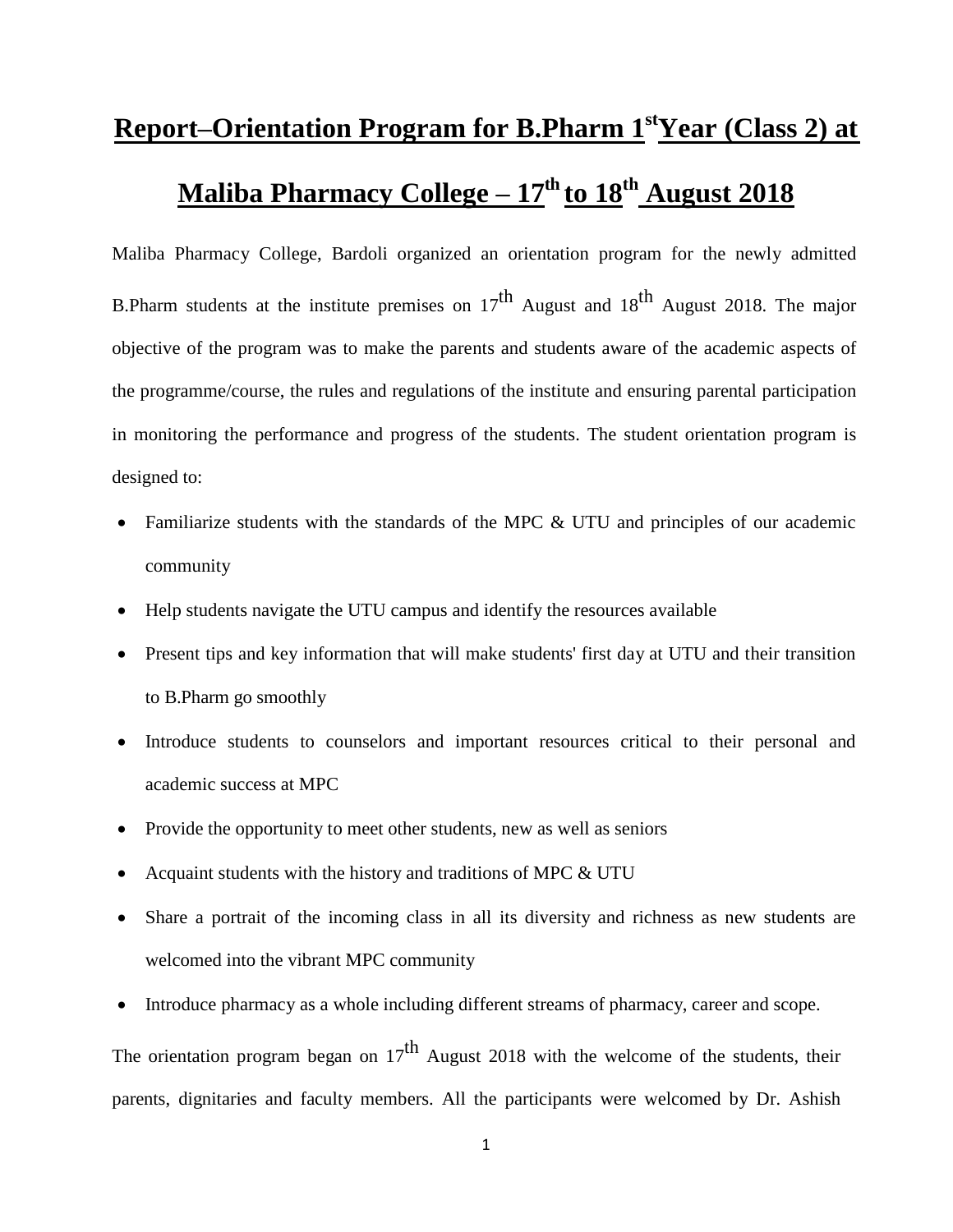# Report–Orientation Program for B.Pharm 1st Year (Class 2) at Maliba Pharmacy College – 17th to 18th August 2018

Maliba Pharmacy College, Bardoli organized an orientation program for the newly admitted B.Pharm students at the institute premises on 17th August and 18th August 2018. The major objective of the program was to make the parents and students aware of the academic aspects of the programme/course, the rules and regulations of the institute and ensuring parental participation in monitoring the performance and progress of the students. The student orientation program is designed to:

- Familiarize students with the standards of the MPC & UTU and principles of our academic community
- Help students navigate the UTU campus and identify the resources available
- Present tips and key information that will make students' first day at UTU and their transition to B.Pharm go smoothly
- Introduce students to counselors and important resources critical to their personal and academic success at MPC
- Provide the opportunity to meet other students, new as well as seniors
- Acquaint students with the history and traditions of MPC & UTU
- Share a portrait of the incoming class in all its diversity and richness as new students are welcomed into the vibrant MPC community
- Introduce pharmacy as a whole including different streams of pharmacy, career and scope.

The orientation program began on 17th August 2018 with the welcome of the students, their parents, dignitaries and faculty members. All the participants were welcomed by Dr. Ashish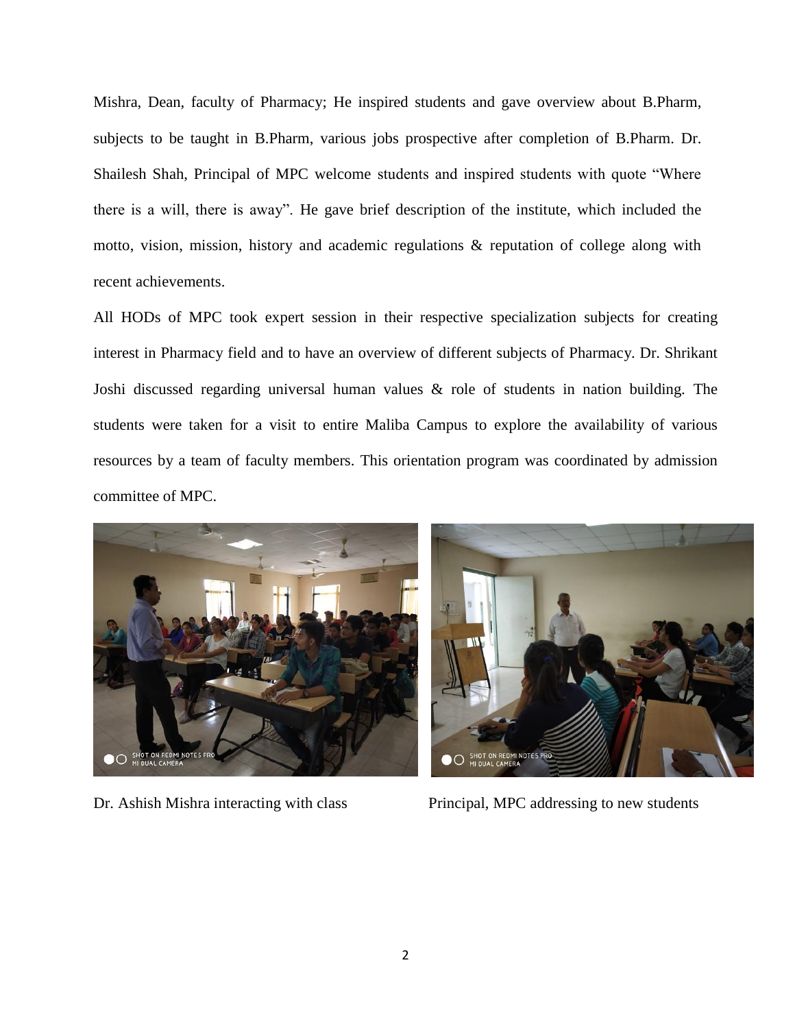Mishra, Dean, faculty of Pharmacy; He inspired students and gave overview about B.Pharm, subjects to be taught in B.Pharm, various jobs prospective after completion of B.Pharm. Dr. Shailesh Shah, Principal of MPC welcome students and inspired students with quote "Where there is a will, there is away". He gave brief description of the institute, which included the motto, vision, mission, history and academic regulations & reputation of college along with recent achievements.

All HODs of MPC took expert session in their respective specialization subjects for creating interest in Pharmacy field and to have an overview of different subjects of Pharmacy. Dr. Shrikant Joshi discussed regarding universal human values & role of students in nation building. The students were taken for a visit to entire Maliba Campus to explore the availability of various resources by a team of faculty members. This orientation program was coordinated by admission committee of MPC.

Dr. Ashish Mishra interacting with class

Principal, MPC addressing to new students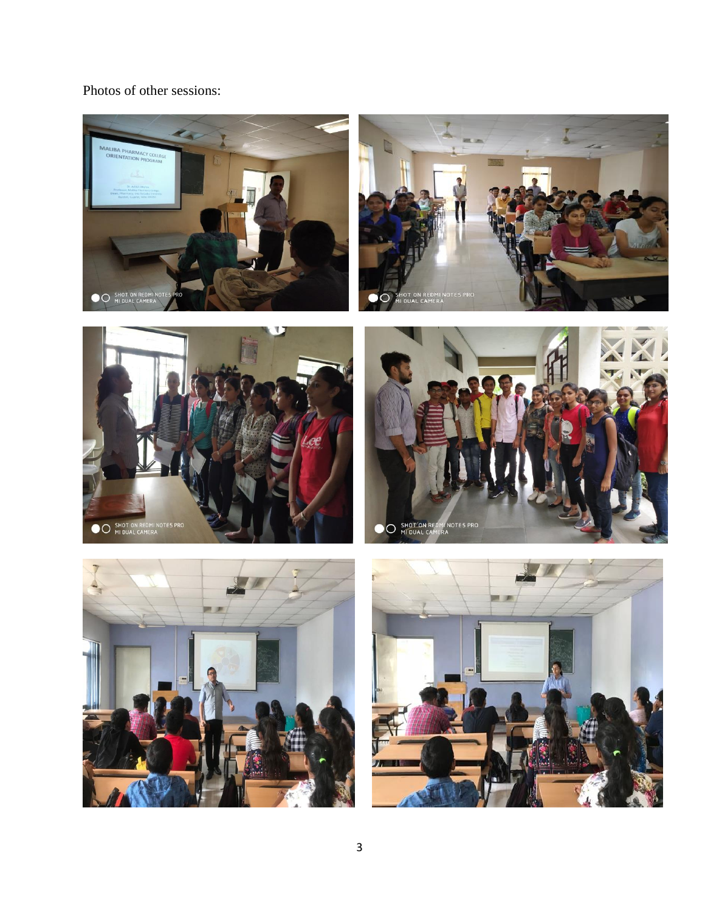Photos of other sessions: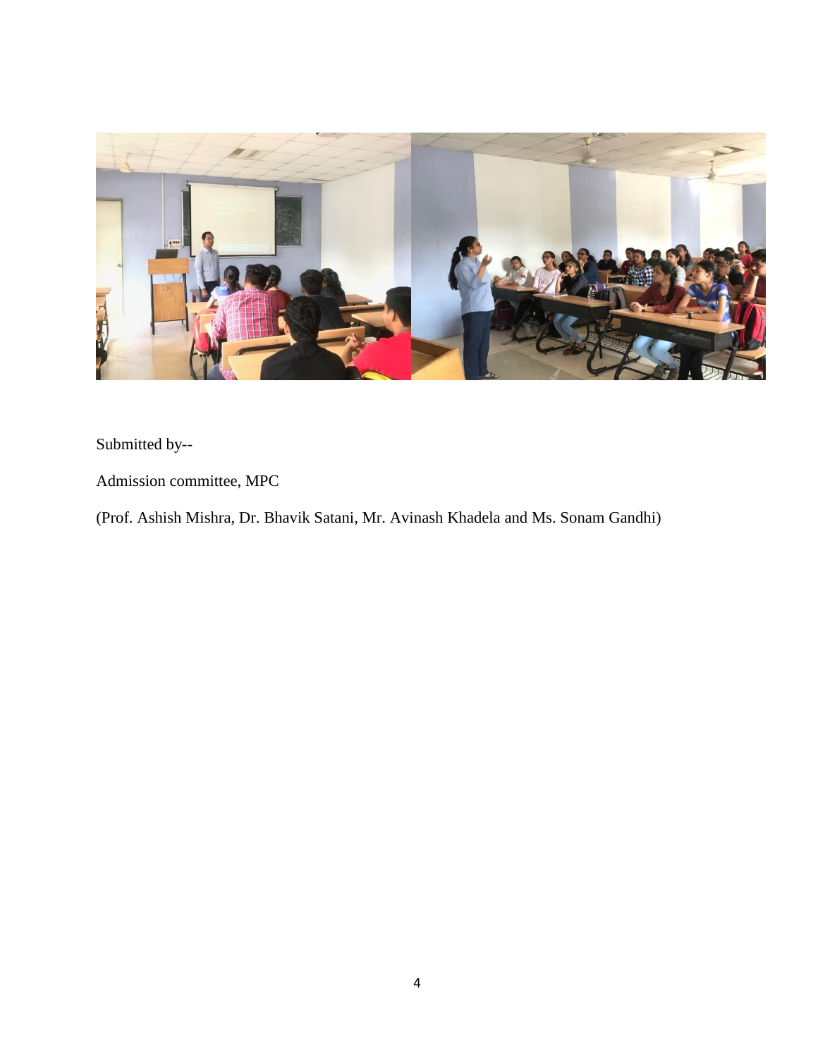Submitted by--

Admission committee, MPC

(Prof. Ashish Mishra, Dr. Bhavik Satani, Mr. Avinash Khadela and Ms. Sonam Gandhi)